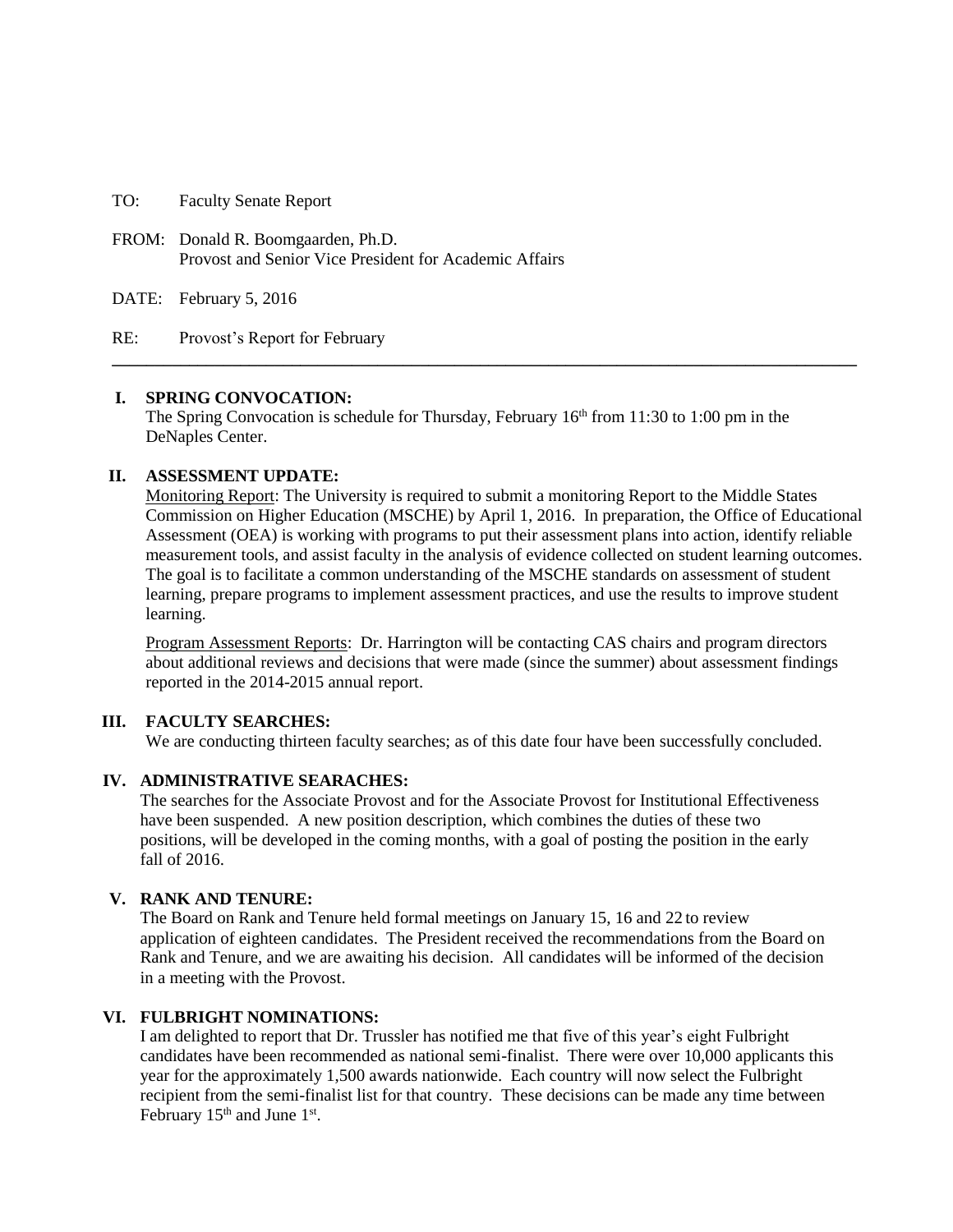TO: Faculty Senate Report

FROM: Donald R. Boomgaarden, Ph.D.
Provost and Senior Vice President for Academic Affairs

DATE: February 5, 2016

RE: Provost's Report for February

---

## I. SPRING CONVOCATION:

The Spring Convocation is schedule for Thursday, February 16th from 11:30 to 1:00 pm in the DeNaples Center.

## II. ASSESSMENT UPDATE:

Monitoring Report: The University is required to submit a monitoring Report to the Middle States Commission on Higher Education (MSCHE) by April 1, 2016. In preparation, the Office of Educational Assessment (OEA) is working with programs to put their assessment plans into action, identify reliable measurement tools, and assist faculty in the analysis of evidence collected on student learning outcomes. The goal is to facilitate a common understanding of the MSCHE standards on assessment of student learning, prepare programs to implement assessment practices, and use the results to improve student learning.

Program Assessment Reports: Dr. Harrington will be contacting CAS chairs and program directors about additional reviews and decisions that were made (since the summer) about assessment findings reported in the 2014-2015 annual report.

## III. FACULTY SEARCHES:

We are conducting thirteen faculty searches; as of this date four have been successfully concluded.

## IV. ADMINISTRATIVE SEARACHES:

The searches for the Associate Provost and for the Associate Provost for Institutional Effectiveness have been suspended. A new position description, which combines the duties of these two positions, will be developed in the coming months, with a goal of posting the position in the early fall of 2016.

## V. RANK AND TENURE:

The Board on Rank and Tenure held formal meetings on January 15, 16 and 22 to review application of eighteen candidates. The President received the recommendations from the Board on Rank and Tenure, and we are awaiting his decision. All candidates will be informed of the decision in a meeting with the Provost.

## VI. FULBRIGHT NOMINATIONS:

I am delighted to report that Dr. Trussler has notified me that five of this year's eight Fulbright candidates have been recommended as national semi-finalist. There were over 10,000 applicants this year for the approximately 1,500 awards nationwide. Each country will now select the Fulbright recipient from the semi-finalist list for that country. These decisions can be made any time between February 15th and June 1st.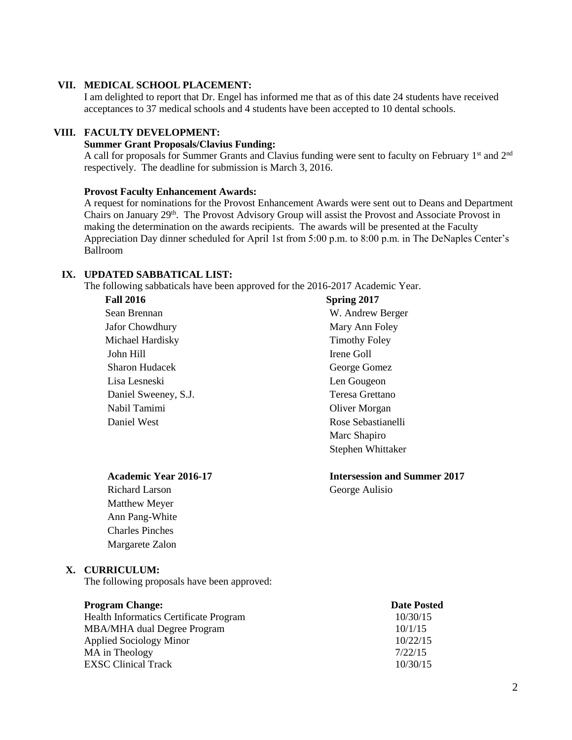## VII. MEDICAL SCHOOL PLACEMENT:

I am delighted to report that Dr. Engel has informed me that as of this date 24 students have received acceptances to 37 medical schools and 4 students have been accepted to 10 dental schools.

## VIII. FACULTY DEVELOPMENT:

**Summer Grant Proposals/Clavius Funding:**

A call for proposals for Summer Grants and Clavius funding were sent to faculty on February 1st and 2nd respectively. The deadline for submission is March 3, 2016.

**Provost Faculty Enhancement Awards:**

A request for nominations for the Provost Enhancement Awards were sent out to Deans and Department Chairs on January 29th. The Provost Advisory Group will assist the Provost and Associate Provost in making the determination on the awards recipients. The awards will be presented at the Faculty Appreciation Day dinner scheduled for April 1st from 5:00 p.m. to 8:00 p.m. in The DeNaples Center's Ballroom

## IX. UPDATED SABBATICAL LIST:

The following sabbaticals have been approved for the 2016-2017 Academic Year.

**Fall 2016**
- Sean Brennan
- Jafor Chowdhury
- Michael Hardisky
- John Hill
- Sharon Hudacek
- Lisa Lesneski
- Daniel Sweeney, S.J.
- Nabil Tamimi
- Daniel West

**Spring 2017**
- W. Andrew Berger
- Mary Ann Foley
- Timothy Foley
- Irene Goll
- George Gomez
- Len Gougeon
- Teresa Grettano
- Oliver Morgan
- Rose Sebastianelli
- Marc Shapiro
- Stephen Whittaker

**Academic Year 2016-17**
- Richard Larson
- Matthew Meyer
- Ann Pang-White
- Charles Pinches
- Margarete Zalon

**Intersession and Summer 2017**
- George Aulisio

## X. CURRICULUM:

The following proposals have been approved:

| Program Change: | Date Posted |
|---|---|
| Health Informatics Certificate Program | 10/30/15 |
| MBA/MHA dual Degree Program | 10/1/15 |
| Applied Sociology Minor | 10/22/15 |
| MA in Theology | 7/22/15 |
| EXSC Clinical Track | 10/30/15 |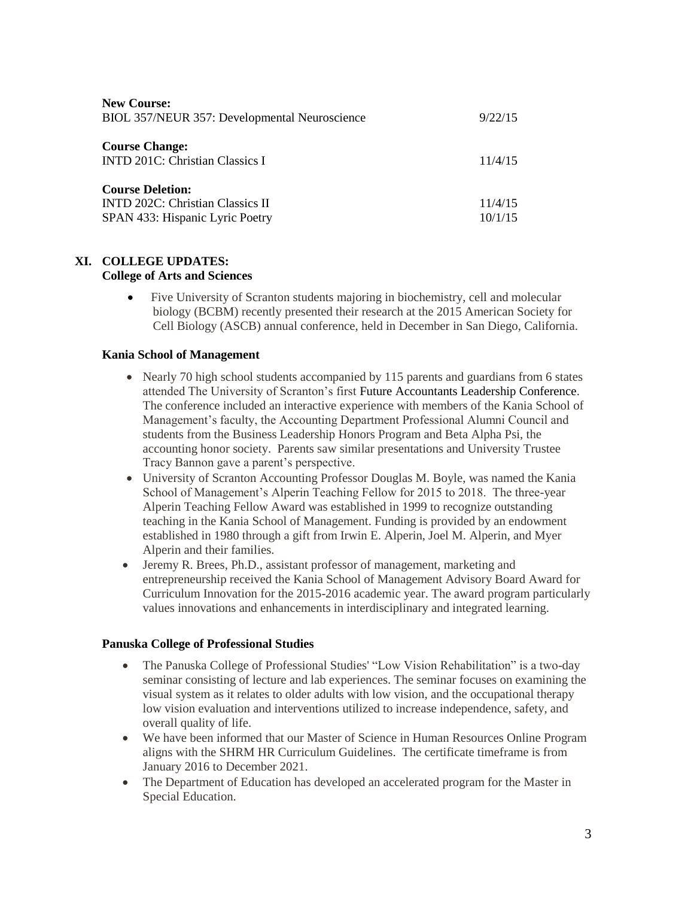**New Course:**

| | |
|---|---|
| BIOL 357/NEUR 357: Developmental Neuroscience | 9/22/15 |

**Course Change:**

| | |
|---|---|
| INTD 201C: Christian Classics I | 11/4/15 |

**Course Deletion:**

| | |
|---|---|
| INTD 202C: Christian Classics II | 11/4/15 |
| SPAN 433: Hispanic Lyric Poetry | 10/1/15 |

## XI. COLLEGE UPDATES:

### College of Arts and Sciences

- Five University of Scranton students majoring in biochemistry, cell and molecular biology (BCBM) recently presented their research at the 2015 American Society for Cell Biology (ASCB) annual conference, held in December in San Diego, California.

### Kania School of Management

- Nearly 70 high school students accompanied by 115 parents and guardians from 6 states attended The University of Scranton's first Future Accountants Leadership Conference. The conference included an interactive experience with members of the Kania School of Management's faculty, the Accounting Department Professional Alumni Council and students from the Business Leadership Honors Program and Beta Alpha Psi, the accounting honor society. Parents saw similar presentations and University Trustee Tracy Bannon gave a parent's perspective.
- University of Scranton Accounting Professor Douglas M. Boyle, was named the Kania School of Management's Alperin Teaching Fellow for 2015 to 2018. The three-year Alperin Teaching Fellow Award was established in 1999 to recognize outstanding teaching in the Kania School of Management. Funding is provided by an endowment established in 1980 through a gift from Irwin E. Alperin, Joel M. Alperin, and Myer Alperin and their families.
- Jeremy R. Brees, Ph.D., assistant professor of management, marketing and entrepreneurship received the Kania School of Management Advisory Board Award for Curriculum Innovation for the 2015-2016 academic year. The award program particularly values innovations and enhancements in interdisciplinary and integrated learning.

### Panuska College of Professional Studies

- The Panuska College of Professional Studies' "Low Vision Rehabilitation" is a two-day seminar consisting of lecture and lab experiences. The seminar focuses on examining the visual system as it relates to older adults with low vision, and the occupational therapy low vision evaluation and interventions utilized to increase independence, safety, and overall quality of life.
- We have been informed that our Master of Science in Human Resources Online Program aligns with the SHRM HR Curriculum Guidelines. The certificate timeframe is from January 2016 to December 2021.
- The Department of Education has developed an accelerated program for the Master in Special Education.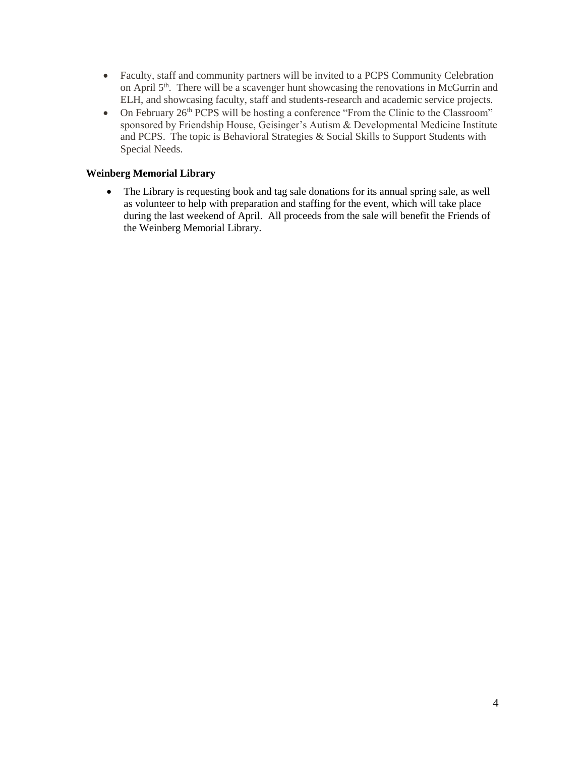- Faculty, staff and community partners will be invited to a PCPS Community Celebration on April 5th. There will be a scavenger hunt showcasing the renovations in McGurrin and ELH, and showcasing faculty, staff and students-research and academic service projects.
- On February 26th PCPS will be hosting a conference "From the Clinic to the Classroom" sponsored by Friendship House, Geisinger's Autism & Developmental Medicine Institute and PCPS. The topic is Behavioral Strategies & Social Skills to Support Students with Special Needs.

**Weinberg Memorial Library**

- The Library is requesting book and tag sale donations for its annual spring sale, as well as volunteer to help with preparation and staffing for the event, which will take place during the last weekend of April. All proceeds from the sale will benefit the Friends of the Weinberg Memorial Library.